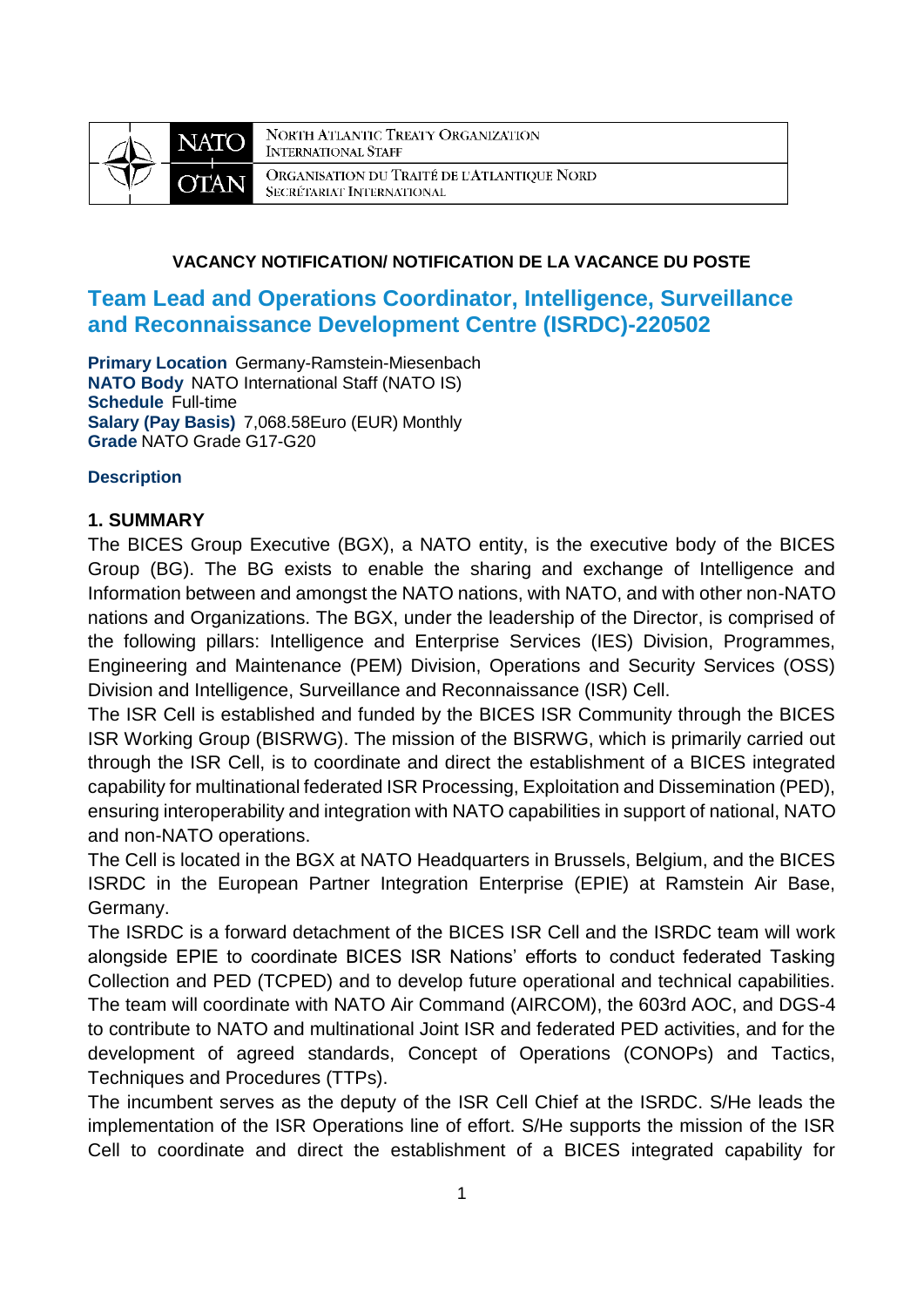NORTH ATLANTIC TREATY ORGANIZATION
INTERNATIONAL STAFF

ORGANISATION DU TRAITÉ DE L'ATLANTIQUE NORD
SECRÉTARIAT INTERNATIONAL

**VACANCY NOTIFICATION/ NOTIFICATION DE LA VACANCE DU POSTE**

# Team Lead and Operations Coordinator, Intelligence, Surveillance and Reconnaissance Development Centre (ISRDC)-220502

**Primary Location** Germany-Ramstein-Miesenbach
**NATO Body** NATO International Staff (NATO IS)
**Schedule** Full-time
**Salary (Pay Basis)** 7,068.58Euro (EUR) Monthly
**Grade** NATO Grade G17-G20

**Description**

## 1. SUMMARY

The BICES Group Executive (BGX), a NATO entity, is the executive body of the BICES Group (BG). The BG exists to enable the sharing and exchange of Intelligence and Information between and amongst the NATO nations, with NATO, and with other non-NATO nations and Organizations. The BGX, under the leadership of the Director, is comprised of the following pillars: Intelligence and Enterprise Services (IES) Division, Programmes, Engineering and Maintenance (PEM) Division, Operations and Security Services (OSS) Division and Intelligence, Surveillance and Reconnaissance (ISR) Cell.

The ISR Cell is established and funded by the BICES ISR Community through the BICES ISR Working Group (BISRWG). The mission of the BISRWG, which is primarily carried out through the ISR Cell, is to coordinate and direct the establishment of a BICES integrated capability for multinational federated ISR Processing, Exploitation and Dissemination (PED), ensuring interoperability and integration with NATO capabilities in support of national, NATO and non-NATO operations.

The Cell is located in the BGX at NATO Headquarters in Brussels, Belgium, and the BICES ISRDC in the European Partner Integration Enterprise (EPIE) at Ramstein Air Base, Germany.

The ISRDC is a forward detachment of the BICES ISR Cell and the ISRDC team will work alongside EPIE to coordinate BICES ISR Nations' efforts to conduct federated Tasking Collection and PED (TCPED) and to develop future operational and technical capabilities. The team will coordinate with NATO Air Command (AIRCOM), the 603rd AOC, and DGS-4 to contribute to NATO and multinational Joint ISR and federated PED activities, and for the development of agreed standards, Concept of Operations (CONOPs) and Tactics, Techniques and Procedures (TTPs).

The incumbent serves as the deputy of the ISR Cell Chief at the ISRDC. S/He leads the implementation of the ISR Operations line of effort. S/He supports the mission of the ISR Cell to coordinate and direct the establishment of a BICES integrated capability for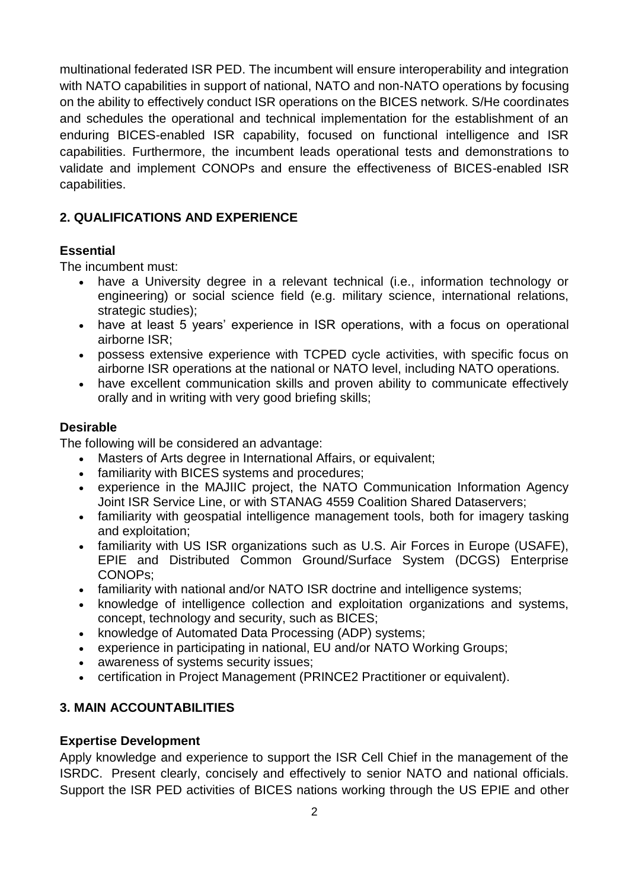multinational federated ISR PED. The incumbent will ensure interoperability and integration with NATO capabilities in support of national, NATO and non-NATO operations by focusing on the ability to effectively conduct ISR operations on the BICES network. S/He coordinates and schedules the operational and technical implementation for the establishment of an enduring BICES-enabled ISR capability, focused on functional intelligence and ISR capabilities. Furthermore, the incumbent leads operational tests and demonstrations to validate and implement CONOPs and ensure the effectiveness of BICES-enabled ISR capabilities.

## 2. QUALIFICATIONS AND EXPERIENCE

### Essential

The incumbent must:

- have a University degree in a relevant technical (i.e., information technology or engineering) or social science field (e.g. military science, international relations, strategic studies);
- have at least 5 years' experience in ISR operations, with a focus on operational airborne ISR;
- possess extensive experience with TCPED cycle activities, with specific focus on airborne ISR operations at the national or NATO level, including NATO operations.
- have excellent communication skills and proven ability to communicate effectively orally and in writing with very good briefing skills;

### Desirable

The following will be considered an advantage:

- Masters of Arts degree in International Affairs, or equivalent;
- familiarity with BICES systems and procedures;
- experience in the MAJIIC project, the NATO Communication Information Agency Joint ISR Service Line, or with STANAG 4559 Coalition Shared Dataservers;
- familiarity with geospatial intelligence management tools, both for imagery tasking and exploitation;
- familiarity with US ISR organizations such as U.S. Air Forces in Europe (USAFE), EPIE and Distributed Common Ground/Surface System (DCGS) Enterprise CONOPs;
- familiarity with national and/or NATO ISR doctrine and intelligence systems;
- knowledge of intelligence collection and exploitation organizations and systems, concept, technology and security, such as BICES;
- knowledge of Automated Data Processing (ADP) systems;
- experience in participating in national, EU and/or NATO Working Groups;
- awareness of systems security issues;
- certification in Project Management (PRINCE2 Practitioner or equivalent).

## 3. MAIN ACCOUNTABILITIES

### Expertise Development

Apply knowledge and experience to support the ISR Cell Chief in the management of the ISRDC. Present clearly, concisely and effectively to senior NATO and national officials. Support the ISR PED activities of BICES nations working through the US EPIE and other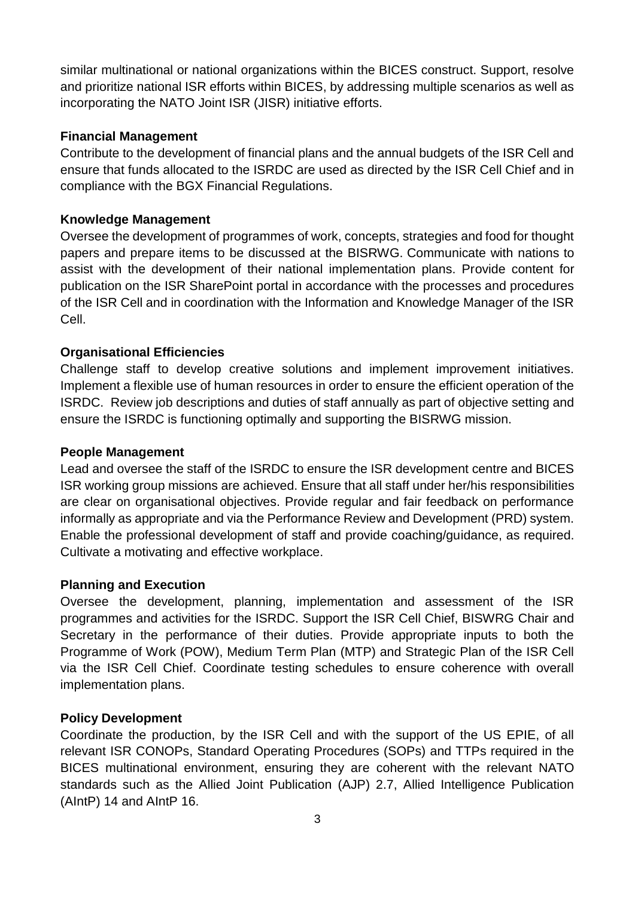similar multinational or national organizations within the BICES construct. Support, resolve and prioritize national ISR efforts within BICES, by addressing multiple scenarios as well as incorporating the NATO Joint ISR (JISR) initiative efforts.

**Financial Management**

Contribute to the development of financial plans and the annual budgets of the ISR Cell and ensure that funds allocated to the ISRDC are used as directed by the ISR Cell Chief and in compliance with the BGX Financial Regulations.

**Knowledge Management**

Oversee the development of programmes of work, concepts, strategies and food for thought papers and prepare items to be discussed at the BISRWG. Communicate with nations to assist with the development of their national implementation plans. Provide content for publication on the ISR SharePoint portal in accordance with the processes and procedures of the ISR Cell and in coordination with the Information and Knowledge Manager of the ISR Cell.

**Organisational Efficiencies**

Challenge staff to develop creative solutions and implement improvement initiatives. Implement a flexible use of human resources in order to ensure the efficient operation of the ISRDC. Review job descriptions and duties of staff annually as part of objective setting and ensure the ISRDC is functioning optimally and supporting the BISRWG mission.

**People Management**

Lead and oversee the staff of the ISRDC to ensure the ISR development centre and BICES ISR working group missions are achieved. Ensure that all staff under her/his responsibilities are clear on organisational objectives. Provide regular and fair feedback on performance informally as appropriate and via the Performance Review and Development (PRD) system. Enable the professional development of staff and provide coaching/guidance, as required. Cultivate a motivating and effective workplace.

**Planning and Execution**

Oversee the development, planning, implementation and assessment of the ISR programmes and activities for the ISRDC. Support the ISR Cell Chief, BISWRG Chair and Secretary in the performance of their duties. Provide appropriate inputs to both the Programme of Work (POW), Medium Term Plan (MTP) and Strategic Plan of the ISR Cell via the ISR Cell Chief. Coordinate testing schedules to ensure coherence with overall implementation plans.

**Policy Development**

Coordinate the production, by the ISR Cell and with the support of the US EPIE, of all relevant ISR CONOPs, Standard Operating Procedures (SOPs) and TTPs required in the BICES multinational environment, ensuring they are coherent with the relevant NATO standards such as the Allied Joint Publication (AJP) 2.7, Allied Intelligence Publication (AIntP) 14 and AIntP 16.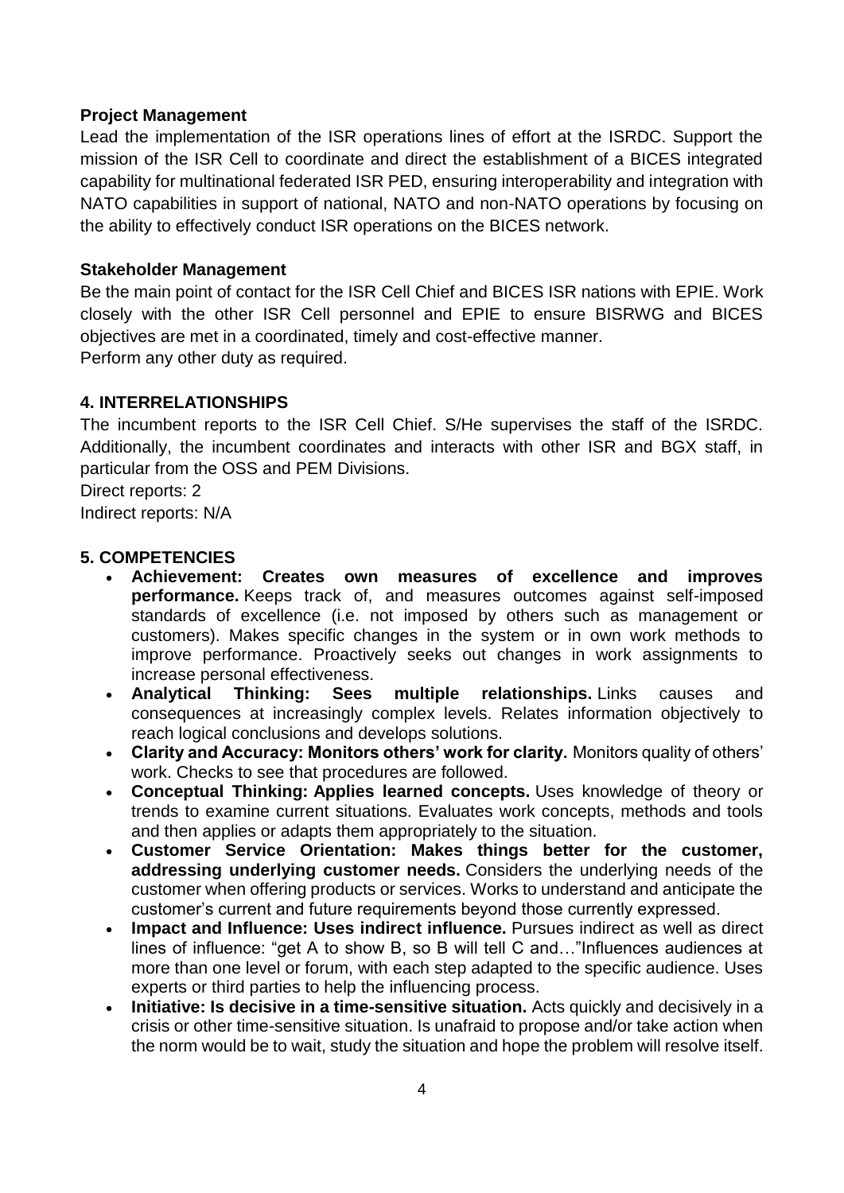**Project Management**

Lead the implementation of the ISR operations lines of effort at the ISRDC. Support the mission of the ISR Cell to coordinate and direct the establishment of a BICES integrated capability for multinational federated ISR PED, ensuring interoperability and integration with NATO capabilities in support of national, NATO and non-NATO operations by focusing on the ability to effectively conduct ISR operations on the BICES network.

**Stakeholder Management**

Be the main point of contact for the ISR Cell Chief and BICES ISR nations with EPIE. Work closely with the other ISR Cell personnel and EPIE to ensure BISRWG and BICES objectives are met in a coordinated, timely and cost-effective manner.
Perform any other duty as required.

## 4. INTERRELATIONSHIPS

The incumbent reports to the ISR Cell Chief. S/He supervises the staff of the ISRDC. Additionally, the incumbent coordinates and interacts with other ISR and BGX staff, in particular from the OSS and PEM Divisions.
Direct reports: 2
Indirect reports: N/A

## 5. COMPETENCIES

- **Achievement: Creates own measures of excellence and improves performance.** Keeps track of, and measures outcomes against self-imposed standards of excellence (i.e. not imposed by others such as management or customers). Makes specific changes in the system or in own work methods to improve performance. Proactively seeks out changes in work assignments to increase personal effectiveness.
- **Analytical Thinking: Sees multiple relationships.** Links causes and consequences at increasingly complex levels. Relates information objectively to reach logical conclusions and develops solutions.
- **Clarity and Accuracy: Monitors others' work for clarity.** Monitors quality of others' work. Checks to see that procedures are followed.
- **Conceptual Thinking: Applies learned concepts.** Uses knowledge of theory or trends to examine current situations. Evaluates work concepts, methods and tools and then applies or adapts them appropriately to the situation.
- **Customer Service Orientation: Makes things better for the customer, addressing underlying customer needs.** Considers the underlying needs of the customer when offering products or services. Works to understand and anticipate the customer's current and future requirements beyond those currently expressed.
- **Impact and Influence: Uses indirect influence.** Pursues indirect as well as direct lines of influence: "get A to show B, so B will tell C and…"Influences audiences at more than one level or forum, with each step adapted to the specific audience. Uses experts or third parties to help the influencing process.
- **Initiative: Is decisive in a time-sensitive situation.** Acts quickly and decisively in a crisis or other time-sensitive situation. Is unafraid to propose and/or take action when the norm would be to wait, study the situation and hope the problem will resolve itself.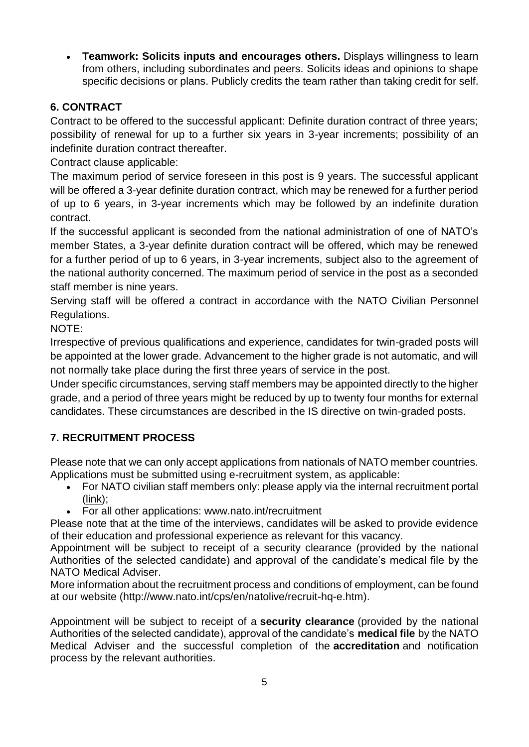- **Teamwork: Solicits inputs and encourages others.** Displays willingness to learn from others, including subordinates and peers. Solicits ideas and opinions to shape specific decisions or plans. Publicly credits the team rather than taking credit for self.

## 6. CONTRACT

Contract to be offered to the successful applicant: Definite duration contract of three years; possibility of renewal for up to a further six years in 3-year increments; possibility of an indefinite duration contract thereafter.

Contract clause applicable:

The maximum period of service foreseen in this post is 9 years. The successful applicant will be offered a 3-year definite duration contract, which may be renewed for a further period of up to 6 years, in 3-year increments which may be followed by an indefinite duration contract.

If the successful applicant is seconded from the national administration of one of NATO's member States, a 3-year definite duration contract will be offered, which may be renewed for a further period of up to 6 years, in 3-year increments, subject also to the agreement of the national authority concerned. The maximum period of service in the post as a seconded staff member is nine years.

Serving staff will be offered a contract in accordance with the NATO Civilian Personnel Regulations.

NOTE:

Irrespective of previous qualifications and experience, candidates for twin-graded posts will be appointed at the lower grade. Advancement to the higher grade is not automatic, and will not normally take place during the first three years of service in the post.

Under specific circumstances, serving staff members may be appointed directly to the higher grade, and a period of three years might be reduced by up to twenty four months for external candidates. These circumstances are described in the IS directive on twin-graded posts.

## 7. RECRUITMENT PROCESS

Please note that we can only accept applications from nationals of NATO member countries. Applications must be submitted using e-recruitment system, as applicable:

- For NATO civilian staff members only: please apply via the internal recruitment portal (link);
- For all other applications: www.nato.int/recruitment

Please note that at the time of the interviews, candidates will be asked to provide evidence of their education and professional experience as relevant for this vacancy.

Appointment will be subject to receipt of a security clearance (provided by the national Authorities of the selected candidate) and approval of the candidate's medical file by the NATO Medical Adviser.

More information about the recruitment process and conditions of employment, can be found at our website (http://www.nato.int/cps/en/natolive/recruit-hq-e.htm).

Appointment will be subject to receipt of a **security clearance** (provided by the national Authorities of the selected candidate), approval of the candidate's **medical file** by the NATO Medical Adviser and the successful completion of the **accreditation** and notification process by the relevant authorities.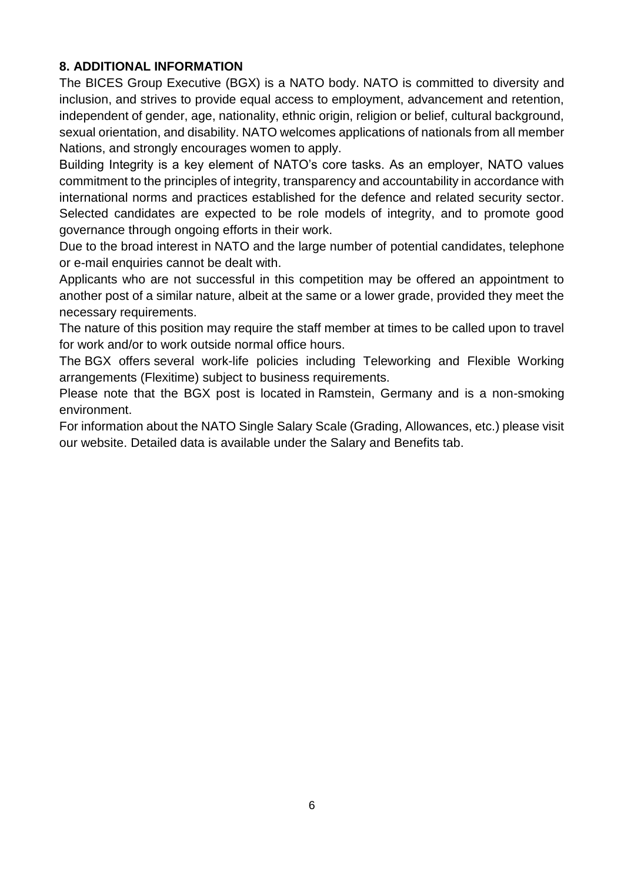## 8. ADDITIONAL INFORMATION

The BICES Group Executive (BGX) is a NATO body. NATO is committed to diversity and inclusion, and strives to provide equal access to employment, advancement and retention, independent of gender, age, nationality, ethnic origin, religion or belief, cultural background, sexual orientation, and disability. NATO welcomes applications of nationals from all member Nations, and strongly encourages women to apply.

Building Integrity is a key element of NATO's core tasks. As an employer, NATO values commitment to the principles of integrity, transparency and accountability in accordance with international norms and practices established for the defence and related security sector. Selected candidates are expected to be role models of integrity, and to promote good governance through ongoing efforts in their work.

Due to the broad interest in NATO and the large number of potential candidates, telephone or e-mail enquiries cannot be dealt with.

Applicants who are not successful in this competition may be offered an appointment to another post of a similar nature, albeit at the same or a lower grade, provided they meet the necessary requirements.

The nature of this position may require the staff member at times to be called upon to travel for work and/or to work outside normal office hours.

The BGX offers several work-life policies including Teleworking and Flexible Working arrangements (Flexitime) subject to business requirements.

Please note that the BGX post is located in Ramstein, Germany and is a non-smoking environment.

For information about the NATO Single Salary Scale (Grading, Allowances, etc.) please visit our website. Detailed data is available under the Salary and Benefits tab.